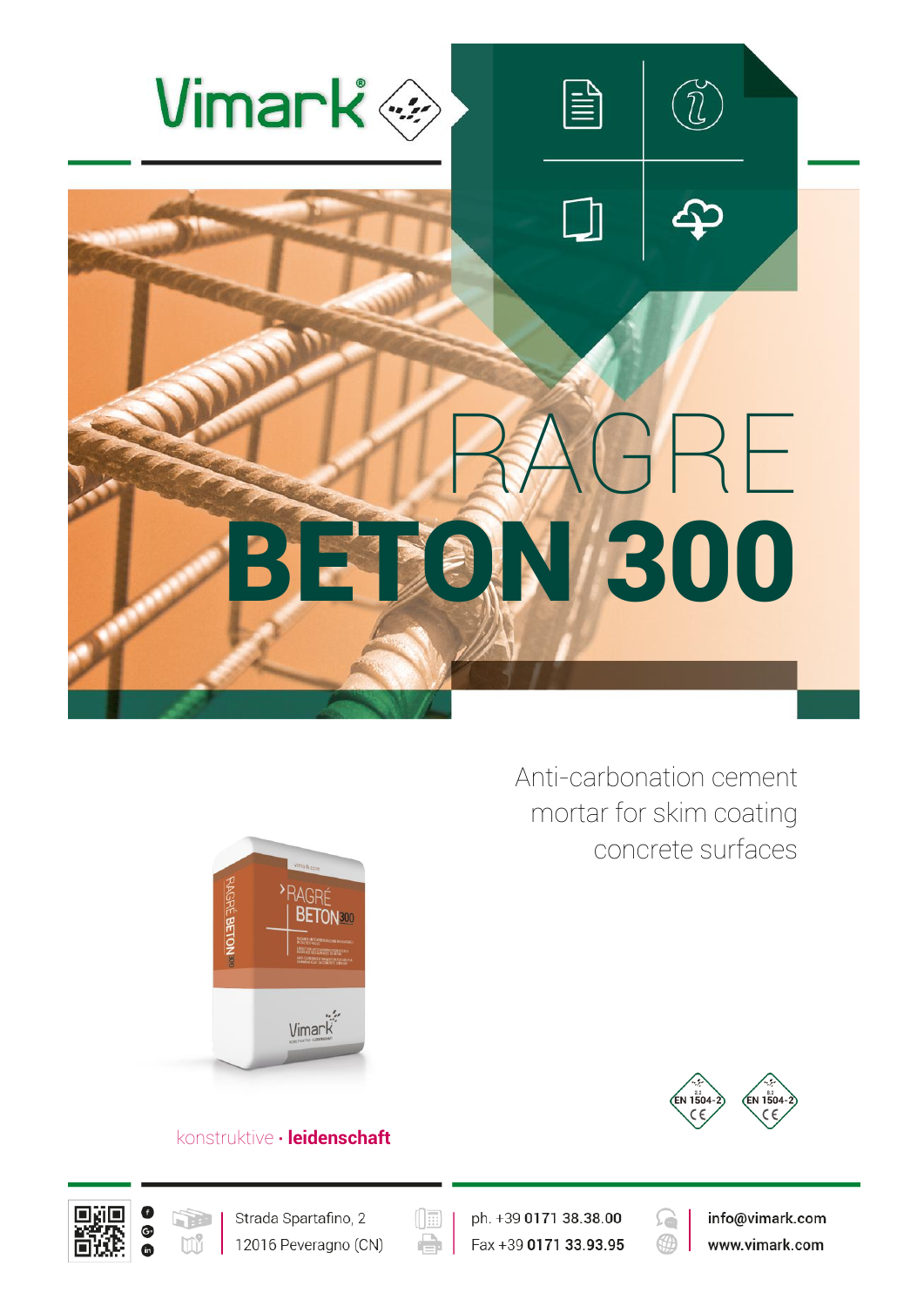# RAGRE BETON 300

Anti-carbonation cement mortar for skim coating concrete surfaces

konstruktive · **leidenschaft**

EN 1504-2 CE

EN 1504-2 CE

Strada Spartafino, 2
12016 Peveragno (CN)

ph. +39 **0171 38.38.00**
Fax +39 **0171 33.93.95**

**info@vimark.com**
**www.vimark.com**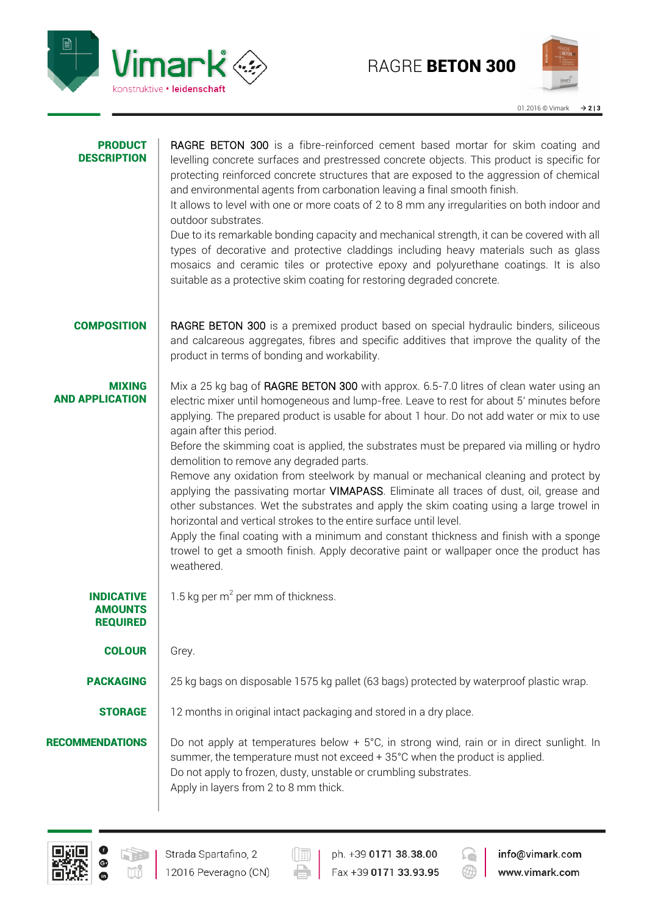## PRODUCT DESCRIPTION

RAGRE BETON 300 is a fibre-reinforced cement based mortar for skim coating and levelling concrete surfaces and prestressed concrete objects. This product is specific for protecting reinforced concrete structures that are exposed to the aggression of chemical and environmental agents from carbonation leaving a final smooth finish.
It allows to level with one or more coats of 2 to 8 mm any irregularities on both indoor and outdoor substrates.
Due to its remarkable bonding capacity and mechanical strength, it can be covered with all types of decorative and protective claddings including heavy materials such as glass mosaics and ceramic tiles or protective epoxy and polyurethane coatings. It is also suitable as a protective skim coating for restoring degraded concrete.

## COMPOSITION

RAGRE BETON 300 is a premixed product based on special hydraulic binders, siliceous and calcareous aggregates, fibres and specific additives that improve the quality of the product in terms of bonding and workability.

## MIXING AND APPLICATION

Mix a 25 kg bag of RAGRE BETON 300 with approx. 6.5-7.0 litres of clean water using an electric mixer until homogeneous and lump-free. Leave to rest for about 5' minutes before applying. The prepared product is usable for about 1 hour. Do not add water or mix to use again after this period.
Before the skimming coat is applied, the substrates must be prepared via milling or hydro demolition to remove any degraded parts.
Remove any oxidation from steelwork by manual or mechanical cleaning and protect by applying the passivating mortar VIMAPASS. Eliminate all traces of dust, oil, grease and other substances. Wet the substrates and apply the skim coating using a large trowel in horizontal and vertical strokes to the entire surface until level.
Apply the final coating with a minimum and constant thickness and finish with a sponge trowel to get a smooth finish. Apply decorative paint or wallpaper once the product has weathered.

## INDICATIVE AMOUNTS REQUIRED

1.5 kg per $m^2$ per mm of thickness.

## COLOUR

Grey.

## PACKAGING

25 kg bags on disposable 1575 kg pallet (63 bags) protected by waterproof plastic wrap.

## STORAGE

12 months in original intact packaging and stored in a dry place.

## RECOMMENDATIONS

Do not apply at temperatures below + 5°C, in strong wind, rain or in direct sunlight. In summer, the temperature must not exceed + 35°C when the product is applied.
Do not apply to frozen, dusty, unstable or crumbling substrates.
Apply in layers from 2 to 8 mm thick.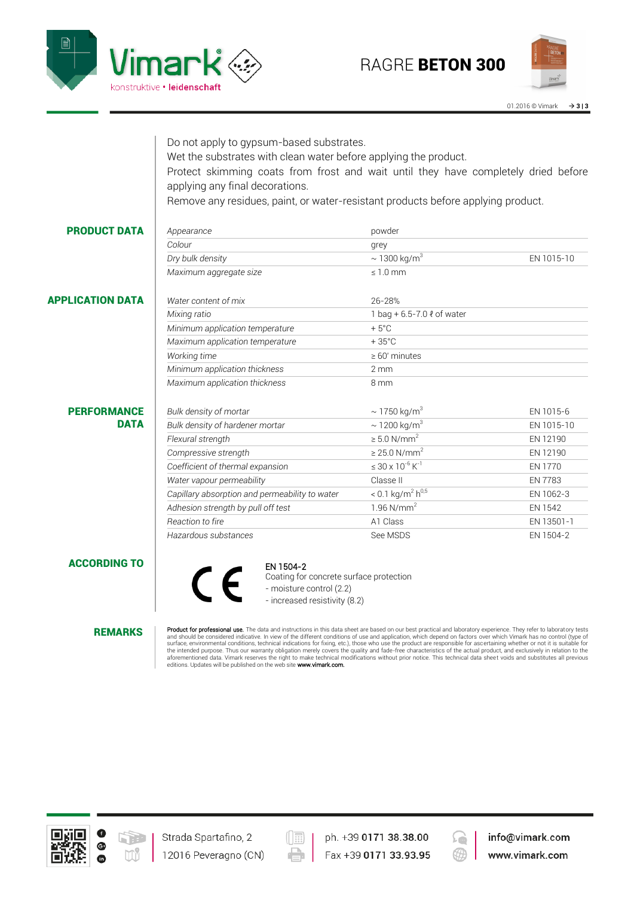Do not apply to gypsum-based substrates.
Wet the substrates with clean water before applying the product.
Protect skimming coats from frost and wait until they have completely dried before applying any final decorations.
Remove any residues, paint, or water-resistant products before applying product.

## PRODUCT DATA

| | | |
|---|---|---|
| *Appearance* | powder | |
| *Colour* | grey | |
| *Dry bulk density* | ~ 1300 kg/m$^3$ | EN 1015-10 |
| *Maximum aggregate size* | ≤ 1.0 mm | |

## APPLICATION DATA

| | |
|---|---|
| *Water content of mix* | 26-28% |
| *Mixing ratio* | 1 bag + 6.5-7.0 ℓ of water |
| *Minimum application temperature* | + 5°C |
| *Maximum application temperature* | + 35°C |
| *Working time* | ≥ 60' minutes |
| *Minimum application thickness* | 2 mm |
| *Maximum application thickness* | 8 mm |

## PERFORMANCE DATA

| | | |
|---|---|---|
| *Bulk density of mortar* | ~ 1750 kg/m$^3$ | EN 1015-6 |
| *Bulk density of hardener mortar* | ~ 1200 kg/m$^3$ | EN 1015-10 |
| *Flexural strength* | ≥ 5.0 N/mm$^2$ | EN 12190 |
| *Compressive strength* | ≥ 25.0 N/mm$^2$ | EN 12190 |
| *Coefficient of thermal expansion* | ≤ 30 x 10$^{-6}$ K$^{-1}$ | EN 1770 |
| *Water vapour permeability* | Classe II | EN 7783 |
| *Capillary absorption and permeability to water* | < 0.1 kg/m$^2$ h$^{0.5}$ | EN 1062-3 |
| *Adhesion strength by pull off test* | 1.96 N/mm$^2$ | EN 1542 |
| *Reaction to fire* | A1 Class | EN 13501-1 |
| *Hazardous substances* | See MSDS | EN 1504-2 |

## ACCORDING TO

CE

EN 1504-2
Coating for concrete surface protection
- moisture control (2.2)
- increased resistivity (8.2)

## REMARKS

**Product for professional use.** The data and instructions in this data sheet are based on our best practical and laboratory experience. They refer to laboratory tests and should be considered indicative. In view of the different conditions of use and application, which depend on factors over which Vimark has no control (type of surface, environmental conditions, technical indications for fixing, etc.), those who use the product are responsible for ascertaining whether or not it is suitable for the intended purpose. Thus our warranty obligation merely covers the quality and fade-free characteristics of the actual product, and exclusively in relation to the aforementioned data. Vimark reserves the right to make technical modifications without prior notice. This technical data sheet voids and substitutes all previous editions. Updates will be published on the web site **www.vimark.com.**

Strada Spartafino, 2
12016 Peveragno (CN)

ph. +39 **0171 38.38.00**
Fax +39 **0171 33.93.95**

**info@vimark.com**
**www.vimark.com**